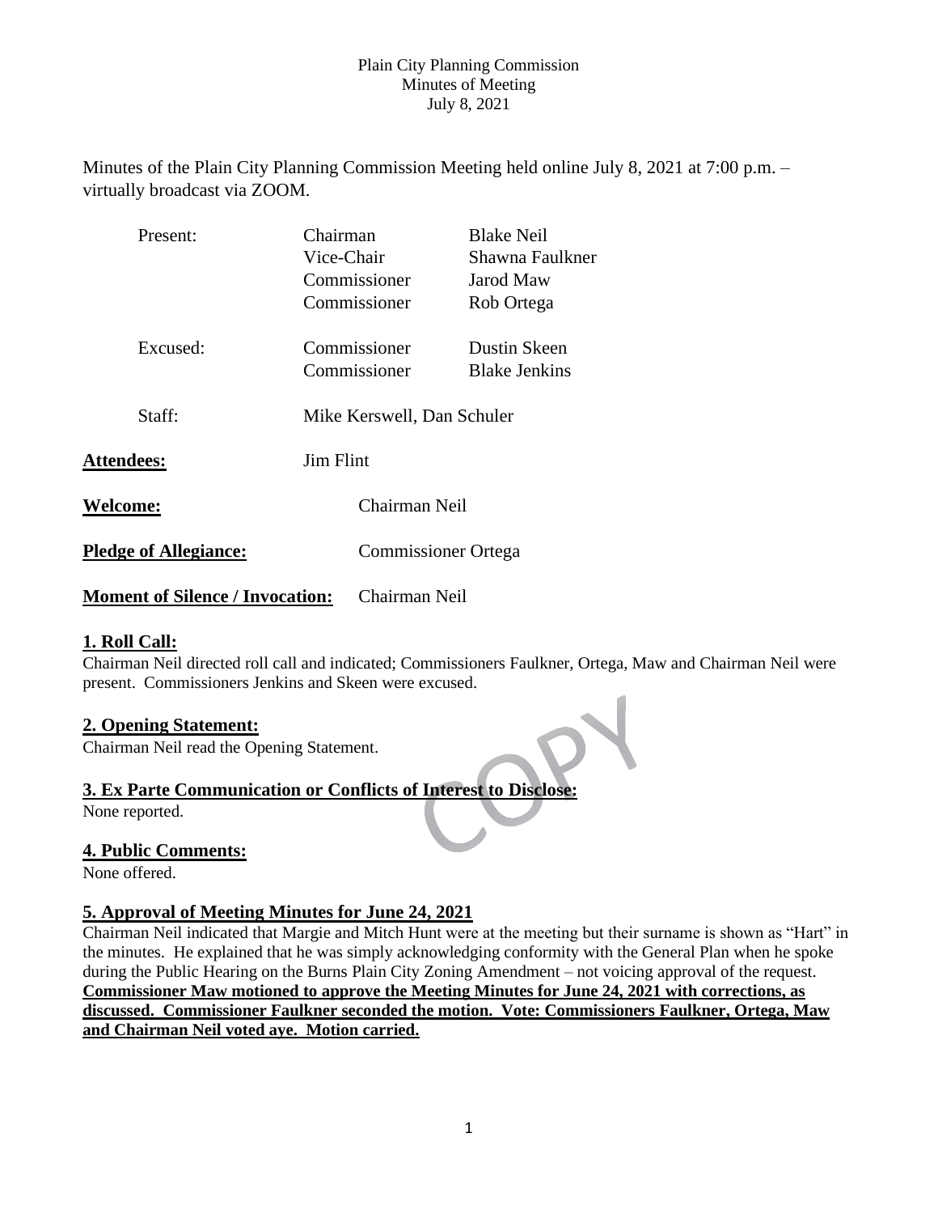Plain City Planning Commission
Minutes of Meeting
July 8, 2021

Minutes of the Plain City Planning Commission Meeting held online July 8, 2021 at 7:00 p.m. – virtually broadcast via ZOOM.

| | | |
|---|---|---|
| Present: | Chairman | Blake Neil |
| | Vice-Chair | Shawna Faulkner |
| | Commissioner | Jarod Maw |
| | Commissioner | Rob Ortega |
| Excused: | Commissioner | Dustin Skeen |
| | Commissioner | Blake Jenkins |
| Staff: | Mike Kerswell, Dan Schuler | |

**Attendees:** Jim Flint

**Welcome:** Chairman Neil

**Pledge of Allegiance:** Commissioner Ortega

**Moment of Silence / Invocation:** Chairman Neil

## 1. Roll Call:

Chairman Neil directed roll call and indicated; Commissioners Faulkner, Ortega, Maw and Chairman Neil were present. Commissioners Jenkins and Skeen were excused.

## 2. Opening Statement:

Chairman Neil read the Opening Statement.

## 3. Ex Parte Communication or Conflicts of Interest to Disclose:

None reported.

## 4. Public Comments:

None offered.

## 5. Approval of Meeting Minutes for June 24, 2021

Chairman Neil indicated that Margie and Mitch Hunt were at the meeting but their surname is shown as "Hart" in the minutes. He explained that he was simply acknowledging conformity with the General Plan when he spoke during the Public Hearing on the Burns Plain City Zoning Amendment – not voicing approval of the request.
**Commissioner Maw motioned to approve the Meeting Minutes for June 24, 2021 with corrections, as discussed. Commissioner Faulkner seconded the motion. Vote: Commissioners Faulkner, Ortega, Maw and Chairman Neil voted aye. Motion carried.**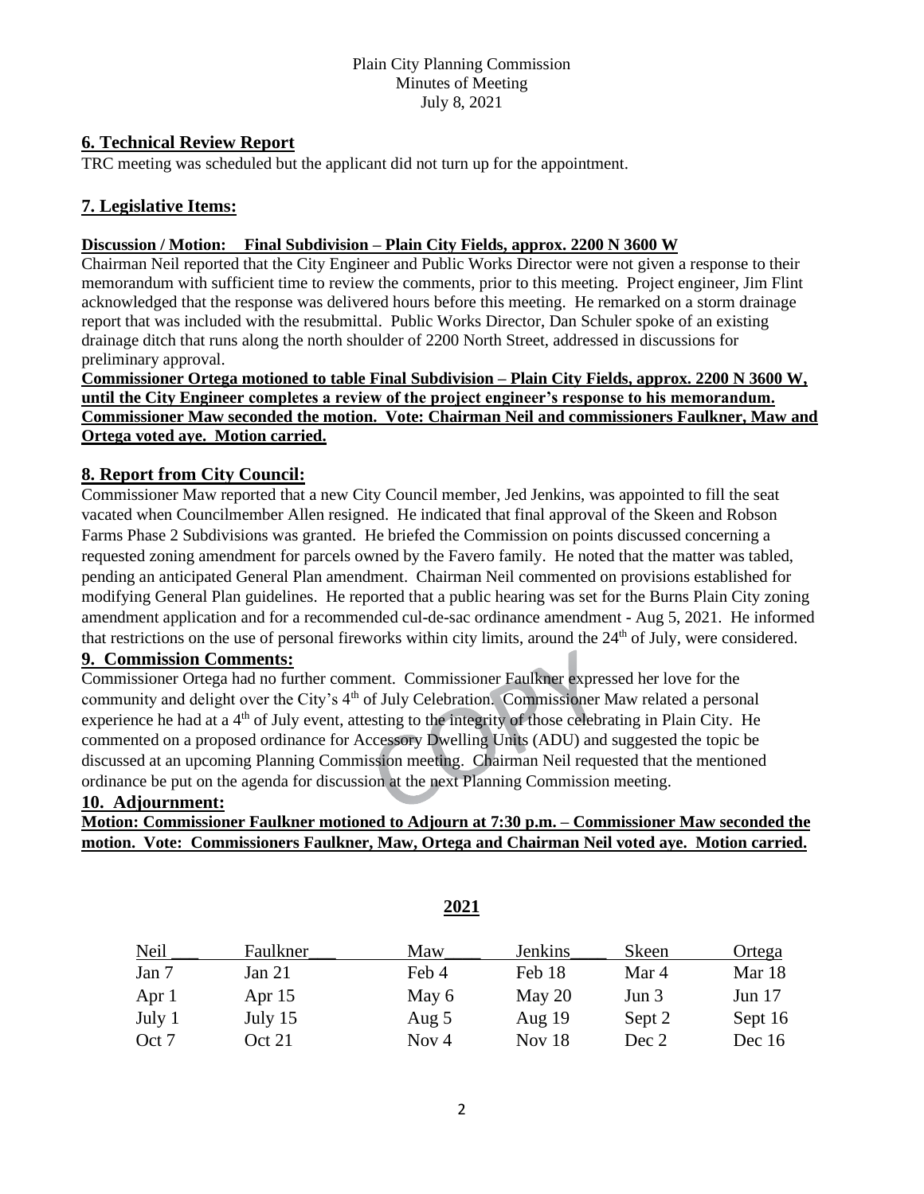## 6. Technical Review Report

TRC meeting was scheduled but the applicant did not turn up for the appointment.

## 7. Legislative Items:

**Discussion / Motion: Final Subdivision – Plain City Fields, approx. 2200 N 3600 W**

Chairman Neil reported that the City Engineer and Public Works Director were not given a response to their memorandum with sufficient time to review the comments, prior to this meeting. Project engineer, Jim Flint acknowledged that the response was delivered hours before this meeting. He remarked on a storm drainage report that was included with the resubmittal. Public Works Director, Dan Schuler spoke of an existing drainage ditch that runs along the north shoulder of 2200 North Street, addressed in discussions for preliminary approval.

**Commissioner Ortega motioned to table Final Subdivision – Plain City Fields, approx. 2200 N 3600 W, until the City Engineer completes a review of the project engineer's response to his memorandum. Commissioner Maw seconded the motion. Vote: Chairman Neil and commissioners Faulkner, Maw and Ortega voted aye. Motion carried.**

## 8. Report from City Council:

Commissioner Maw reported that a new City Council member, Jed Jenkins, was appointed to fill the seat vacated when Councilmember Allen resigned. He indicated that final approval of the Skeen and Robson Farms Phase 2 Subdivisions was granted. He briefed the Commission on points discussed concerning a requested zoning amendment for parcels owned by the Favero family. He noted that the matter was tabled, pending an anticipated General Plan amendment. Chairman Neil commented on provisions established for modifying General Plan guidelines. He reported that a public hearing was set for the Burns Plain City zoning amendment application and for a recommended cul-de-sac ordinance amendment - Aug 5, 2021. He informed that restrictions on the use of personal fireworks within city limits, around the 24th of July, were considered.

## 9. Commission Comments:

Commissioner Ortega had no further comment. Commissioner Faulkner expressed her love for the community and delight over the City's 4th of July Celebration. Commissioner Maw related a personal experience he had at a 4th of July event, attesting to the integrity of those celebrating in Plain City. He commented on a proposed ordinance for Accessory Dwelling Units (ADU) and suggested the topic be discussed at an upcoming Planning Commission meeting. Chairman Neil requested that the mentioned ordinance be put on the agenda for discussion at the next Planning Commission meeting.

## 10. Adjournment:

**Motion: Commissioner Faulkner motioned to Adjourn at 7:30 p.m. – Commissioner Maw seconded the motion. Vote: Commissioners Faulkner, Maw, Ortega and Chairman Neil voted aye. Motion carried.**

**2021**

| Neil ___ | Faulkner___ | Maw____ | Jenkins____ | Skeen | Ortega |
|---|---|---|---|---|---|
| Jan 7 | Jan 21 | Feb 4 | Feb 18 | Mar 4 | Mar 18 |
| Apr 1 | Apr 15 | May 6 | May 20 | Jun 3 | Jun 17 |
| July 1 | July 15 | Aug 5 | Aug 19 | Sept 2 | Sept 16 |
| Oct 7 | Oct 21 | Nov 4 | Nov 18 | Dec 2 | Dec 16 |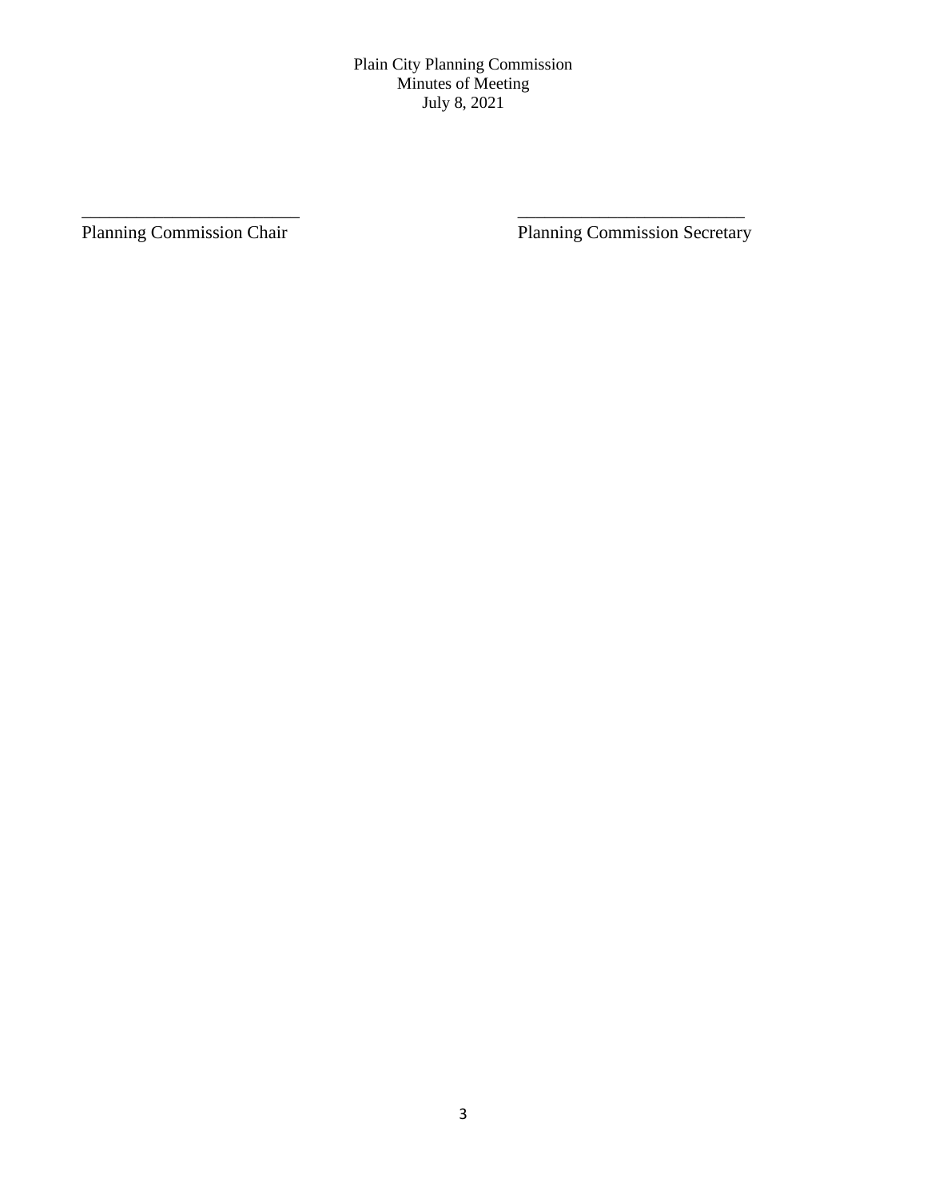Plain City Planning Commission
Minutes of Meeting
July 8, 2021

________________________ ________________________
Planning Commission Chair Planning Commission Secretary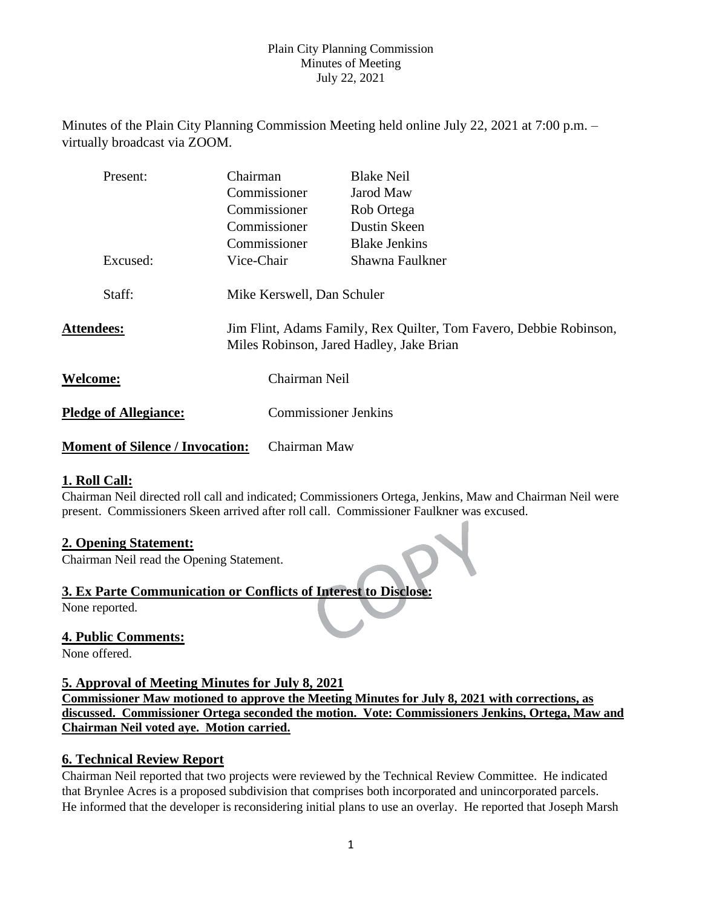Plain City Planning Commission
Minutes of Meeting
July 22, 2021

Minutes of the Plain City Planning Commission Meeting held online July 22, 2021 at 7:00 p.m. – virtually broadcast via ZOOM.

| | | |
|---|---|---|
| Present: | Chairman | Blake Neil |
| | Commissioner | Jarod Maw |
| | Commissioner | Rob Ortega |
| | Commissioner | Dustin Skeen |
| | Commissioner | Blake Jenkins |
| Excused: | Vice-Chair | Shawna Faulkner |
| Staff: | Mike Kerswell, Dan Schuler | |

**Attendees:** Jim Flint, Adams Family, Rex Quilter, Tom Favero, Debbie Robinson, Miles Robinson, Jared Hadley, Jake Brian

**Welcome:** Chairman Neil

**Pledge of Allegiance:** Commissioner Jenkins

**Moment of Silence / Invocation:** Chairman Maw

## 1. Roll Call:

Chairman Neil directed roll call and indicated; Commissioners Ortega, Jenkins, Maw and Chairman Neil were present. Commissioners Skeen arrived after roll call. Commissioner Faulkner was excused.

## 2. Opening Statement:

Chairman Neil read the Opening Statement.

## 3. Ex Parte Communication or Conflicts of Interest to Disclose:

None reported.

## 4. Public Comments:

None offered.

## 5. Approval of Meeting Minutes for July 8, 2021

**Commissioner Maw motioned to approve the Meeting Minutes for July 8, 2021 with corrections, as discussed. Commissioner Ortega seconded the motion. Vote: Commissioners Jenkins, Ortega, Maw and Chairman Neil voted aye. Motion carried.**

## 6. Technical Review Report

Chairman Neil reported that two projects were reviewed by the Technical Review Committee. He indicated that Brynlee Acres is a proposed subdivision that comprises both incorporated and unincorporated parcels. He informed that the developer is reconsidering initial plans to use an overlay. He reported that Joseph Marsh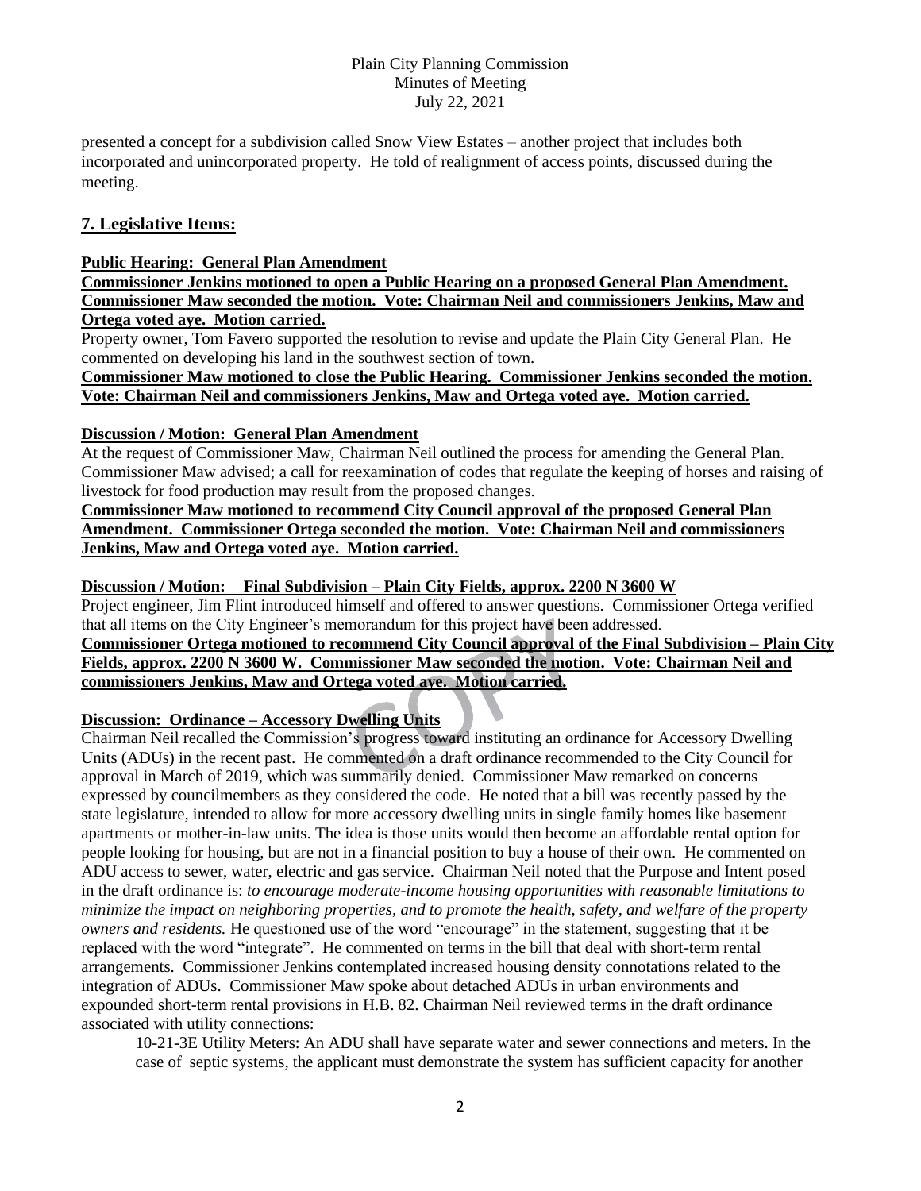presented a concept for a subdivision called Snow View Estates – another project that includes both incorporated and unincorporated property. He told of realignment of access points, discussed during the meeting.

## 7. Legislative Items:

**Public Hearing: General Plan Amendment**

**Commissioner Jenkins motioned to open a Public Hearing on a proposed General Plan Amendment. Commissioner Maw seconded the motion. Vote: Chairman Neil and commissioners Jenkins, Maw and Ortega voted aye. Motion carried.**

Property owner, Tom Favero supported the resolution to revise and update the Plain City General Plan. He commented on developing his land in the southwest section of town.

**Commissioner Maw motioned to close the Public Hearing. Commissioner Jenkins seconded the motion. Vote: Chairman Neil and commissioners Jenkins, Maw and Ortega voted aye. Motion carried.**

**Discussion / Motion: General Plan Amendment**

At the request of Commissioner Maw, Chairman Neil outlined the process for amending the General Plan. Commissioner Maw advised; a call for reexamination of codes that regulate the keeping of horses and raising of livestock for food production may result from the proposed changes.

**Commissioner Maw motioned to recommend City Council approval of the proposed General Plan Amendment. Commissioner Ortega seconded the motion. Vote: Chairman Neil and commissioners Jenkins, Maw and Ortega voted aye. Motion carried.**

**Discussion / Motion: Final Subdivision – Plain City Fields, approx. 2200 N 3600 W**

Project engineer, Jim Flint introduced himself and offered to answer questions. Commissioner Ortega verified that all items on the City Engineer's memorandum for this project have been addressed.

**Commissioner Ortega motioned to recommend City Council approval of the Final Subdivision – Plain City Fields, approx. 2200 N 3600 W. Commissioner Maw seconded the motion. Vote: Chairman Neil and commissioners Jenkins, Maw and Ortega voted aye. Motion carried.**

**Discussion: Ordinance – Accessory Dwelling Units**

Chairman Neil recalled the Commission's progress toward instituting an ordinance for Accessory Dwelling Units (ADUs) in the recent past. He commented on a draft ordinance recommended to the City Council for approval in March of 2019, which was summarily denied. Commissioner Maw remarked on concerns expressed by councilmembers as they considered the code. He noted that a bill was recently passed by the state legislature, intended to allow for more accessory dwelling units in single family homes like basement apartments or mother-in-law units. The idea is those units would then become an affordable rental option for people looking for housing, but are not in a financial position to buy a house of their own. He commented on ADU access to sewer, water, electric and gas service. Chairman Neil noted that the Purpose and Intent posed in the draft ordinance is: *to encourage moderate-income housing opportunities with reasonable limitations to minimize the impact on neighboring properties, and to promote the health, safety, and welfare of the property owners and residents.* He questioned use of the word "encourage" in the statement, suggesting that it be replaced with the word "integrate". He commented on terms in the bill that deal with short-term rental arrangements. Commissioner Jenkins contemplated increased housing density connotations related to the integration of ADUs. Commissioner Maw spoke about detached ADUs in urban environments and expounded short-term rental provisions in H.B. 82. Chairman Neil reviewed terms in the draft ordinance associated with utility connections:

> 10-21-3E Utility Meters: An ADU shall have separate water and sewer connections and meters. In the case of septic systems, the applicant must demonstrate the system has sufficient capacity for another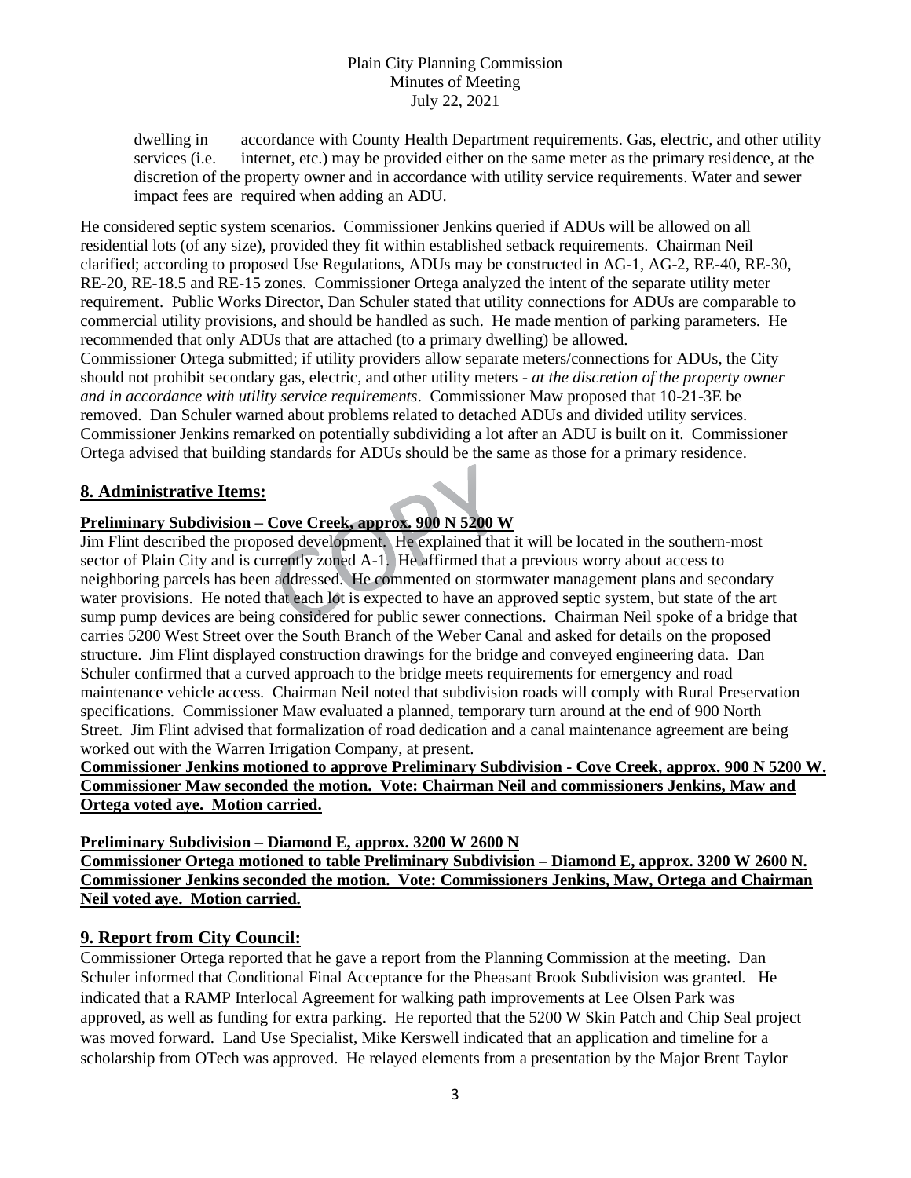dwelling in accordance with County Health Department requirements. Gas, electric, and other utility services (i.e. internet, etc.) may be provided either on the same meter as the primary residence, at the discretion of the property owner and in accordance with utility service requirements. Water and sewer impact fees are required when adding an ADU.

He considered septic system scenarios. Commissioner Jenkins queried if ADUs will be allowed on all residential lots (of any size), provided they fit within established setback requirements. Chairman Neil clarified; according to proposed Use Regulations, ADUs may be constructed in AG-1, AG-2, RE-40, RE-30, RE-20, RE-18.5 and RE-15 zones. Commissioner Ortega analyzed the intent of the separate utility meter requirement. Public Works Director, Dan Schuler stated that utility connections for ADUs are comparable to commercial utility provisions, and should be handled as such. He made mention of parking parameters. He recommended that only ADUs that are attached (to a primary dwelling) be allowed.
Commissioner Ortega submitted; if utility providers allow separate meters/connections for ADUs, the City should not prohibit secondary gas, electric, and other utility meters - *at the discretion of the property owner and in accordance with utility service requirements*. Commissioner Maw proposed that 10-21-3E be removed. Dan Schuler warned about problems related to detached ADUs and divided utility services. Commissioner Jenkins remarked on potentially subdividing a lot after an ADU is built on it. Commissioner Ortega advised that building standards for ADUs should be the same as those for a primary residence.

## 8. Administrative Items:

**Preliminary Subdivision – Cove Creek, approx. 900 N 5200 W**

Jim Flint described the proposed development. He explained that it will be located in the southern-most sector of Plain City and is currently zoned A-1. He affirmed that a previous worry about access to neighboring parcels has been addressed. He commented on stormwater management plans and secondary water provisions. He noted that each lot is expected to have an approved septic system, but state of the art sump pump devices are being considered for public sewer connections. Chairman Neil spoke of a bridge that carries 5200 West Street over the South Branch of the Weber Canal and asked for details on the proposed structure. Jim Flint displayed construction drawings for the bridge and conveyed engineering data. Dan Schuler confirmed that a curved approach to the bridge meets requirements for emergency and road maintenance vehicle access. Chairman Neil noted that subdivision roads will comply with Rural Preservation specifications. Commissioner Maw evaluated a planned, temporary turn around at the end of 900 North Street. Jim Flint advised that formalization of road dedication and a canal maintenance agreement are being worked out with the Warren Irrigation Company, at present.

**Commissioner Jenkins motioned to approve Preliminary Subdivision - Cove Creek, approx. 900 N 5200 W. Commissioner Maw seconded the motion. Vote: Chairman Neil and commissioners Jenkins, Maw and Ortega voted aye. Motion carried.**

**Preliminary Subdivision – Diamond E, approx. 3200 W 2600 N**

**Commissioner Ortega motioned to table Preliminary Subdivision – Diamond E, approx. 3200 W 2600 N. Commissioner Jenkins seconded the motion. Vote: Commissioners Jenkins, Maw, Ortega and Chairman Neil voted aye. Motion carried.**

## 9. Report from City Council:

Commissioner Ortega reported that he gave a report from the Planning Commission at the meeting. Dan Schuler informed that Conditional Final Acceptance for the Pheasant Brook Subdivision was granted. He indicated that a RAMP Interlocal Agreement for walking path improvements at Lee Olsen Park was approved, as well as funding for extra parking. He reported that the 5200 W Skin Patch and Chip Seal project was moved forward. Land Use Specialist, Mike Kerswell indicated that an application and timeline for a scholarship from OTech was approved. He relayed elements from a presentation by the Major Brent Taylor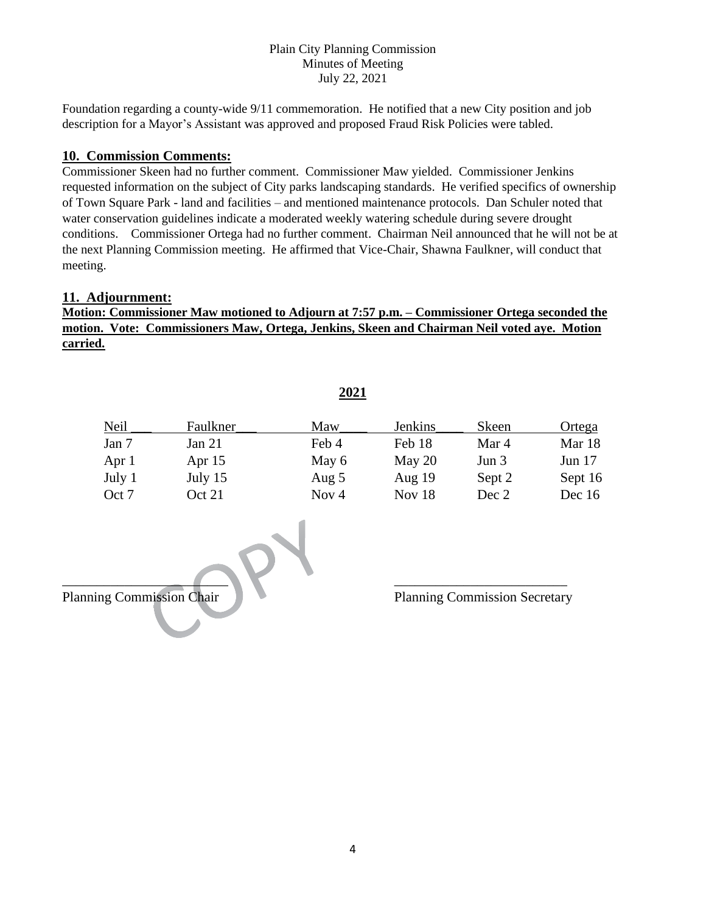Foundation regarding a county-wide 9/11 commemoration. He notified that a new City position and job description for a Mayor's Assistant was approved and proposed Fraud Risk Policies were tabled.

## 10. Commission Comments:

Commissioner Skeen had no further comment. Commissioner Maw yielded. Commissioner Jenkins requested information on the subject of City parks landscaping standards. He verified specifics of ownership of Town Square Park - land and facilities – and mentioned maintenance protocols. Dan Schuler noted that water conservation guidelines indicate a moderated weekly watering schedule during severe drought conditions. Commissioner Ortega had no further comment. Chairman Neil announced that he will not be at the next Planning Commission meeting. He affirmed that Vice-Chair, Shawna Faulkner, will conduct that meeting.

## 11. Adjournment:

**Motion: Commissioner Maw motioned to Adjourn at 7:57 p.m. – Commissioner Ortega seconded the motion. Vote: Commissioners Maw, Ortega, Jenkins, Skeen and Chairman Neil voted aye. Motion carried.**

**2021**

| Neil ___ | Faulkner___ | Maw____ | Jenkins____ | Skeen | Ortega |
|---|---|---|---|---|---|
| Jan 7 | Jan 21 | Feb 4 | Feb 18 | Mar 4 | Mar 18 |
| Apr 1 | Apr 15 | May 6 | May 20 | Jun 3 | Jun 17 |
| July 1 | July 15 | Aug 5 | Aug 19 | Sept 2 | Sept 16 |
| Oct 7 | Oct 21 | Nov 4 | Nov 18 | Dec 2 | Dec 16 |

COPY

________________________ Planning Commission Chair

________________________ Planning Commission Secretary